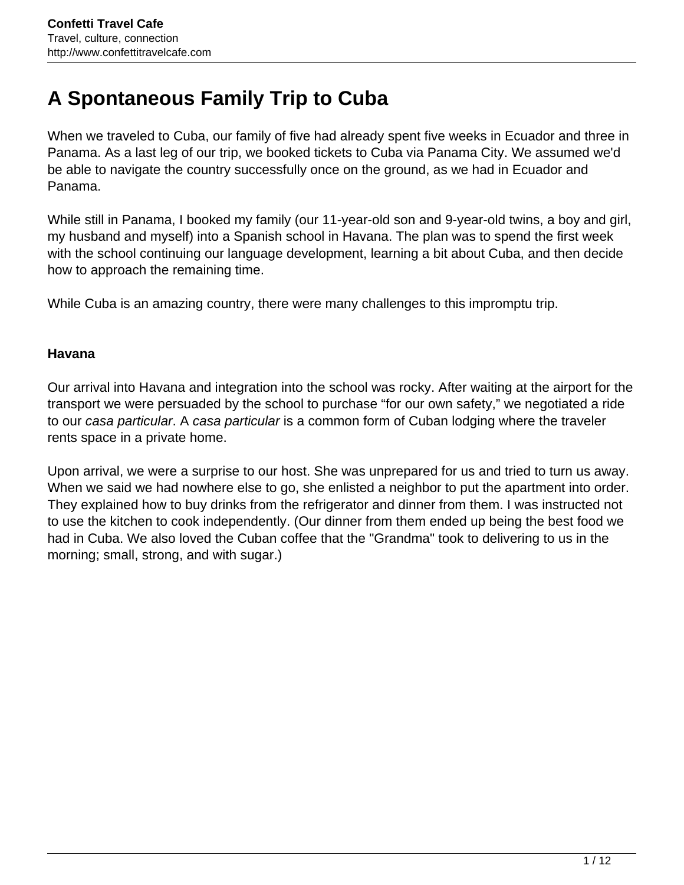# A Spontaneous Family Trip to Cuba

When we traveled to Cuba, our family of five had already spent five weeks in Ecuador and three in Panama. As a last leg of our trip, we booked tickets to Cuba via Panama City. We assumed we'd be able to navigate the country successfully once on the ground, as we had in Ecuador and Panama.

While still in Panama, I booked my family (our 11-year-old son and 9-year-old twins, a boy and girl, my husband and myself) into a Spanish school in Havana. The plan was to spend the first week with the school continuing our language development, learning a bit about Cuba, and then decide how to approach the remaining time.

While Cuba is an amazing country, there were many challenges to this impromptu trip.

**Havana**

Our arrival into Havana and integration into the school was rocky. After waiting at the airport for the transport we were persuaded by the school to purchase "for our own safety," we negotiated a ride to our *casa particular*. A *casa particular* is a common form of Cuban lodging where the traveler rents space in a private home.

Upon arrival, we were a surprise to our host. She was unprepared for us and tried to turn us away. When we said we had nowhere else to go, she enlisted a neighbor to put the apartment into order. They explained how to buy drinks from the refrigerator and dinner from them. I was instructed not to use the kitchen to cook independently. (Our dinner from them ended up being the best food we had in Cuba. We also loved the Cuban coffee that the "Grandma" took to delivering to us in the morning; small, strong, and with sugar.)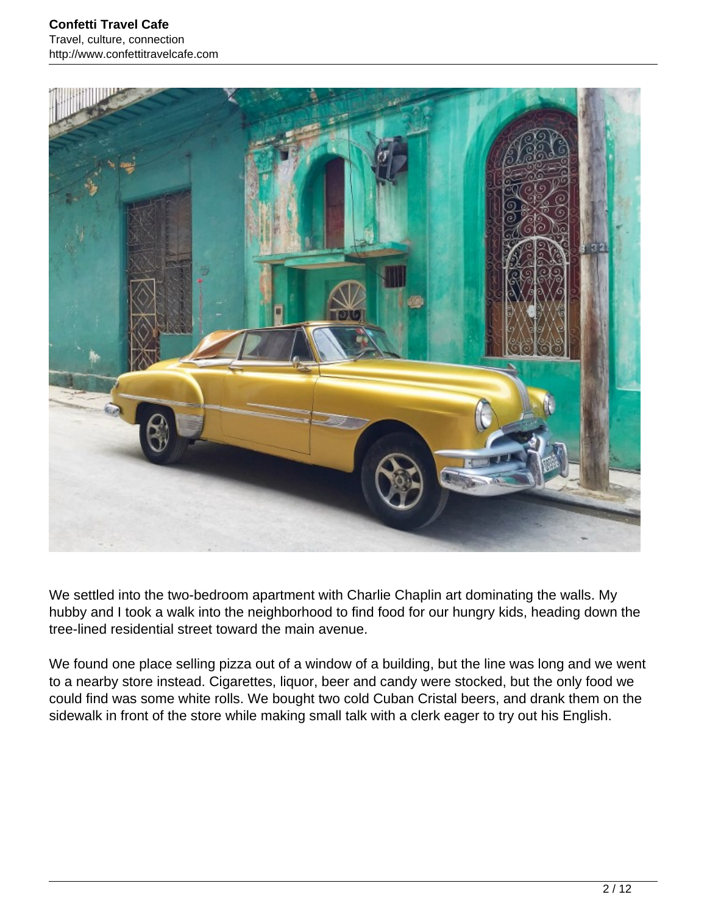We settled into the two-bedroom apartment with Charlie Chaplin art dominating the walls. My hubby and I took a walk into the neighborhood to find food for our hungry kids, heading down the tree-lined residential street toward the main avenue.

We found one place selling pizza out of a window of a building, but the line was long and we went to a nearby store instead. Cigarettes, liquor, beer and candy were stocked, but the only food we could find was some white rolls. We bought two cold Cuban Cristal beers, and drank them on the sidewalk in front of the store while making small talk with a clerk eager to try out his English.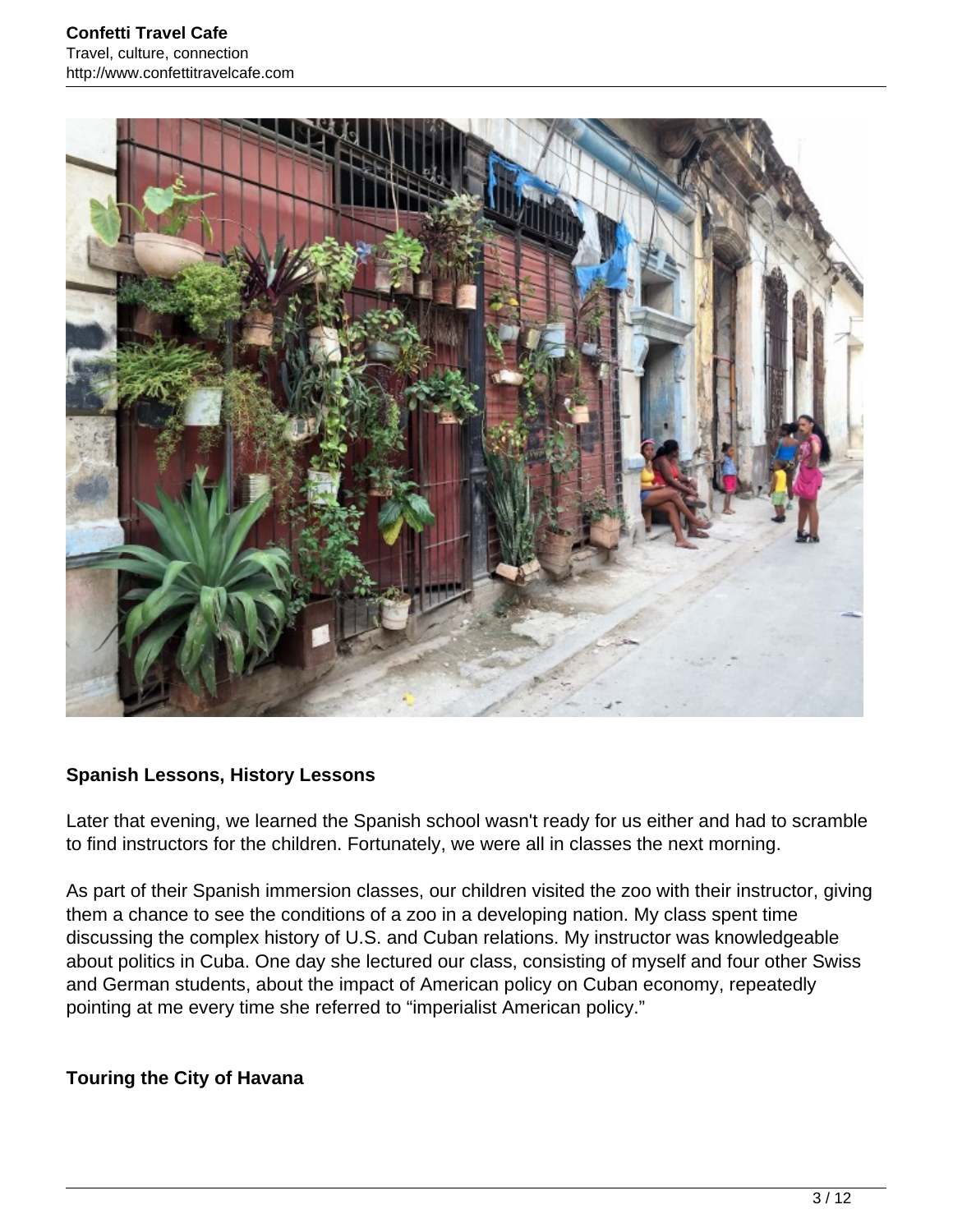### Spanish Lessons, History Lessons

Later that evening, we learned the Spanish school wasn't ready for us either and had to scramble to find instructors for the children. Fortunately, we were all in classes the next morning.

As part of their Spanish immersion classes, our children visited the zoo with their instructor, giving them a chance to see the conditions of a zoo in a developing nation. My class spent time discussing the complex history of U.S. and Cuban relations. My instructor was knowledgeable about politics in Cuba. One day she lectured our class, consisting of myself and four other Swiss and German students, about the impact of American policy on Cuban economy, repeatedly pointing at me every time she referred to "imperialist American policy."

### Touring the City of Havana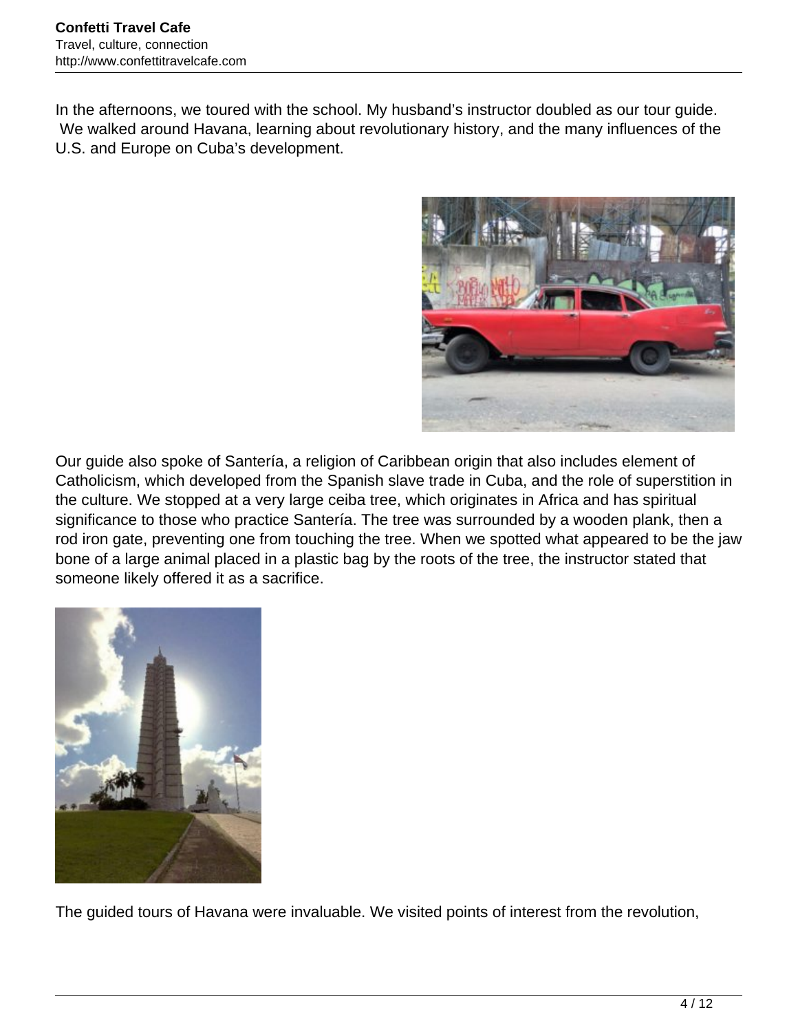In the afternoons, we toured with the school. My husband's instructor doubled as our tour guide. We walked around Havana, learning about revolutionary history, and the many influences of the U.S. and Europe on Cuba's development.

Our guide also spoke of Santería, a religion of Caribbean origin that also includes element of Catholicism, which developed from the Spanish slave trade in Cuba, and the role of superstition in the culture. We stopped at a very large ceiba tree, which originates in Africa and has spiritual significance to those who practice Santería. The tree was surrounded by a wooden plank, then a rod iron gate, preventing one from touching the tree. When we spotted what appeared to be the jaw bone of a large animal placed in a plastic bag by the roots of the tree, the instructor stated that someone likely offered it as a sacrifice.

The guided tours of Havana were invaluable. We visited points of interest from the revolution,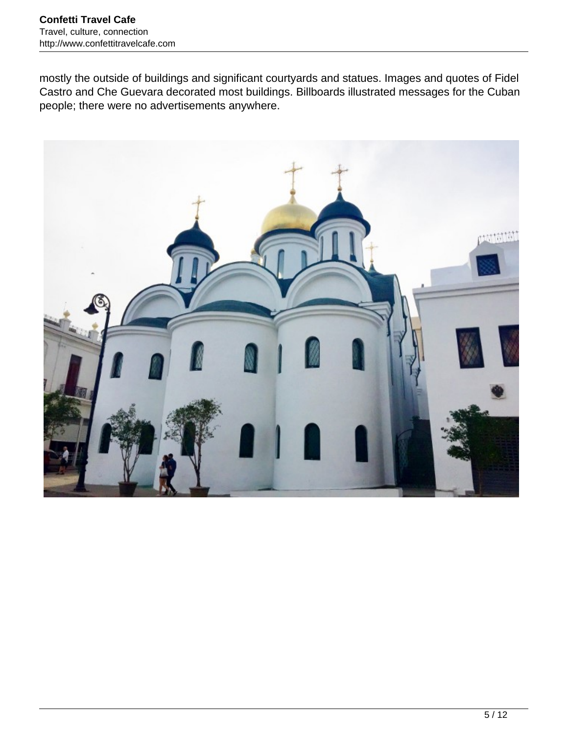mostly the outside of buildings and significant courtyards and statues. Images and quotes of Fidel Castro and Che Guevara decorated most buildings. Billboards illustrated messages for the Cuban people; there were no advertisements anywhere.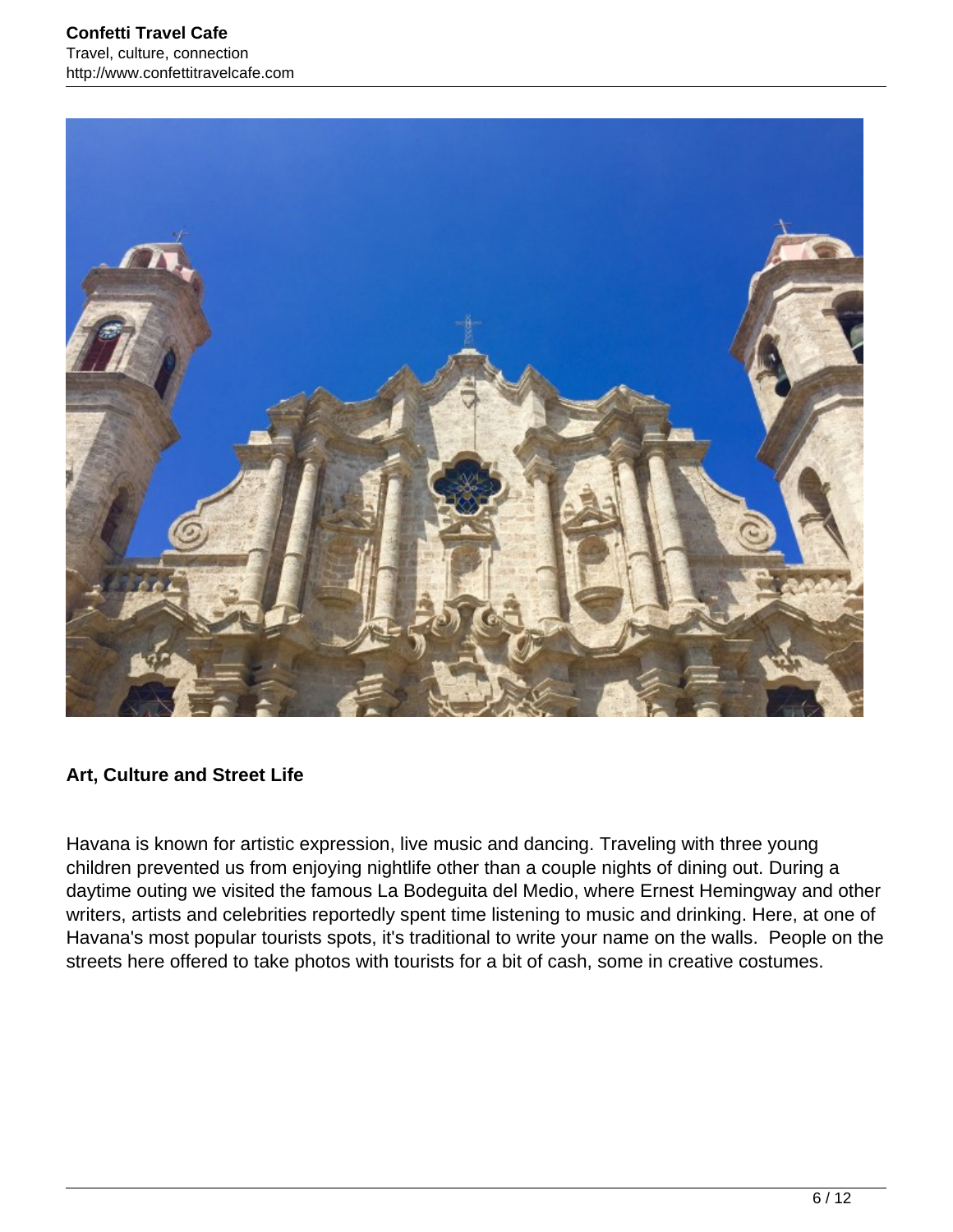## Art, Culture and Street Life

Havana is known for artistic expression, live music and dancing. Traveling with three young children prevented us from enjoying nightlife other than a couple nights of dining out. During a daytime outing we visited the famous La Bodeguita del Medio, where Ernest Hemingway and other writers, artists and celebrities reportedly spent time listening to music and drinking. Here, at one of Havana's most popular tourists spots, it's traditional to write your name on the walls. People on the streets here offered to take photos with tourists for a bit of cash, some in creative costumes.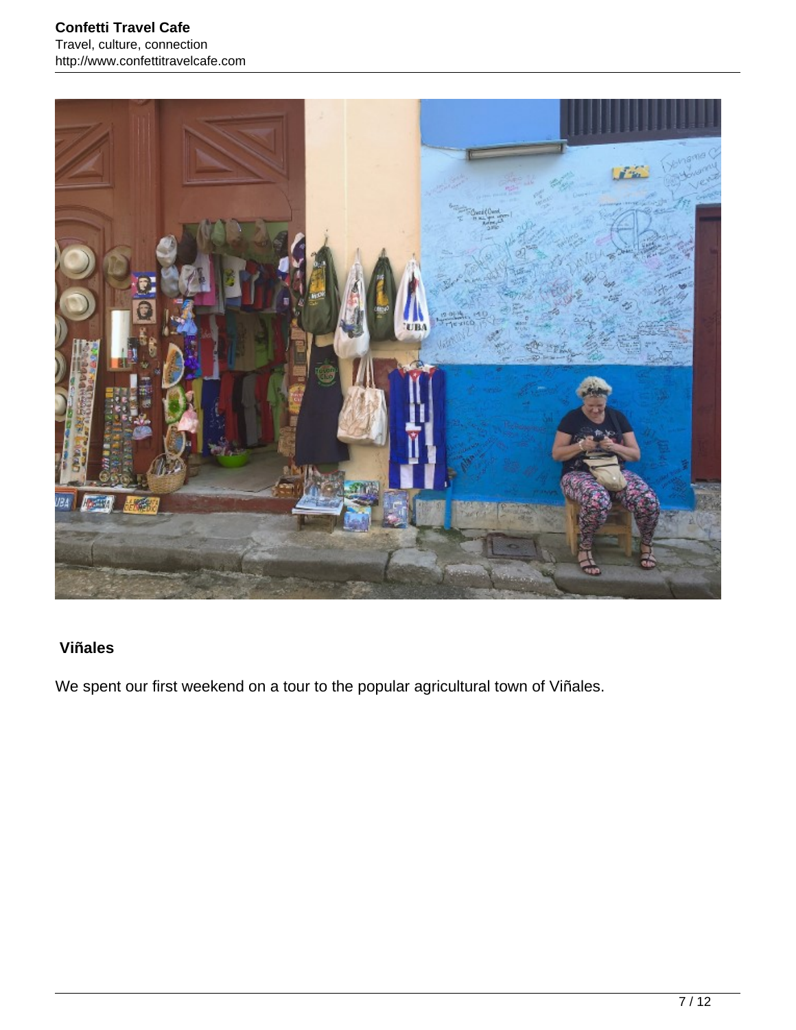## Viñales

We spent our first weekend on a tour to the popular agricultural town of Viñales.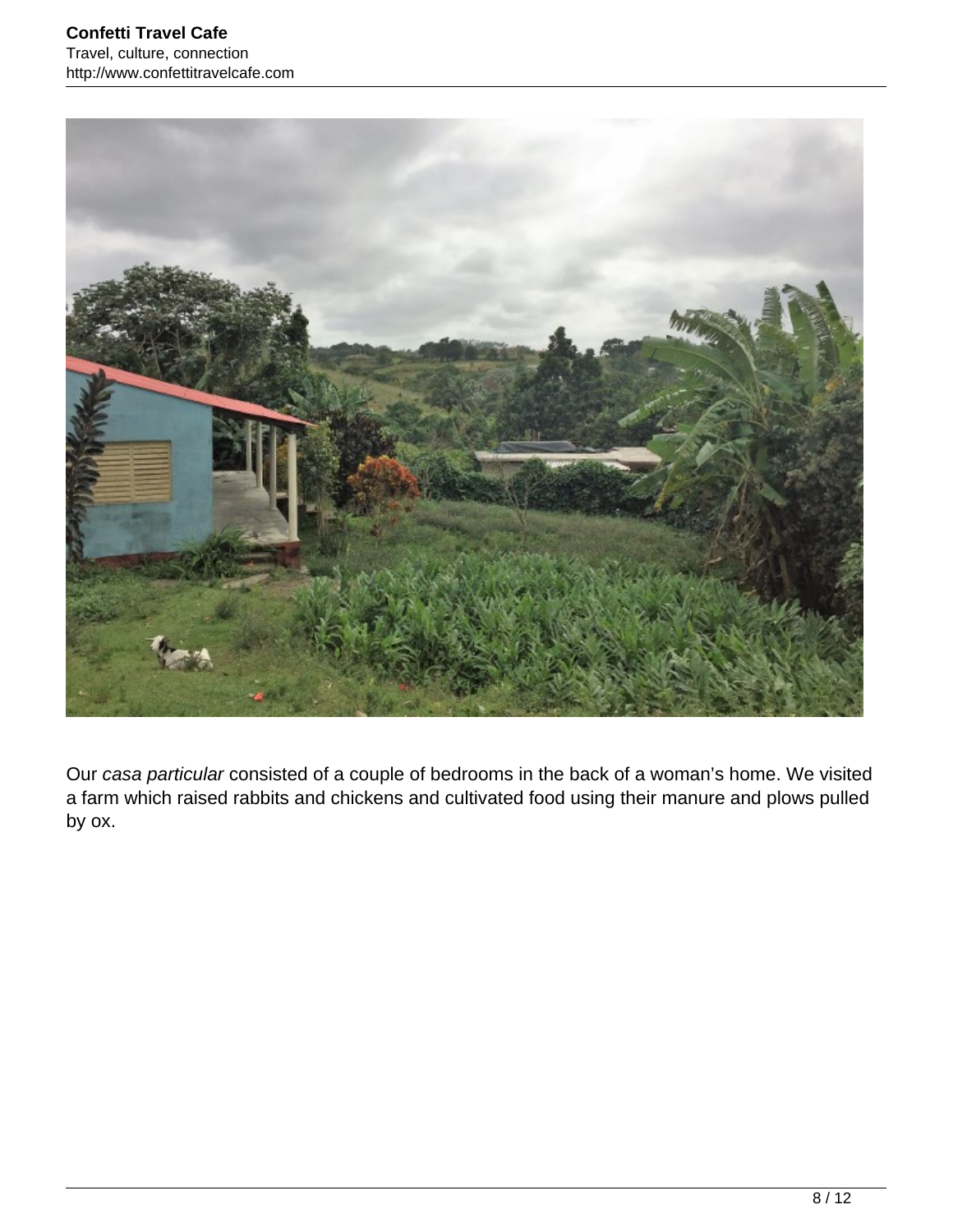Our *casa particular* consisted of a couple of bedrooms in the back of a woman's home. We visited a farm which raised rabbits and chickens and cultivated food using their manure and plows pulled by ox.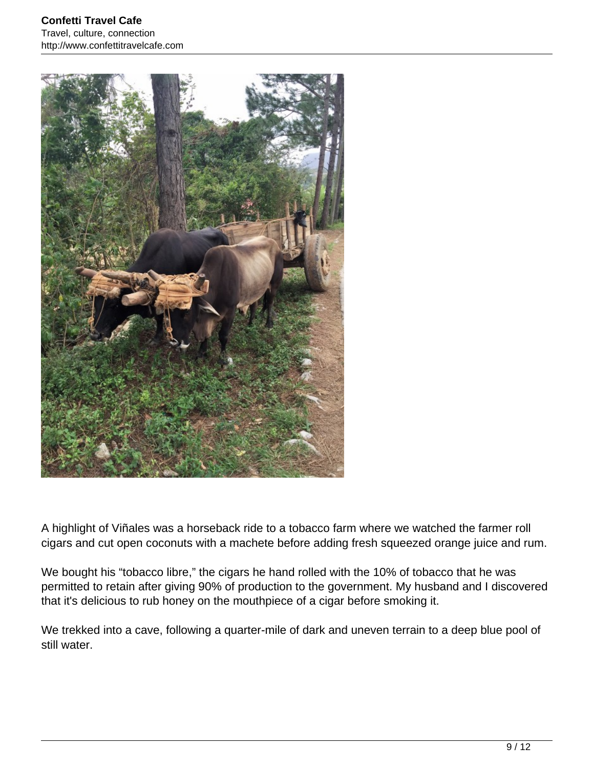A highlight of Viñales was a horseback ride to a tobacco farm where we watched the farmer roll cigars and cut open coconuts with a machete before adding fresh squeezed orange juice and rum.

We bought his "tobacco libre," the cigars he hand rolled with the 10% of tobacco that he was permitted to retain after giving 90% of production to the government. My husband and I discovered that it's delicious to rub honey on the mouthpiece of a cigar before smoking it.

We trekked into a cave, following a quarter-mile of dark and uneven terrain to a deep blue pool of still water.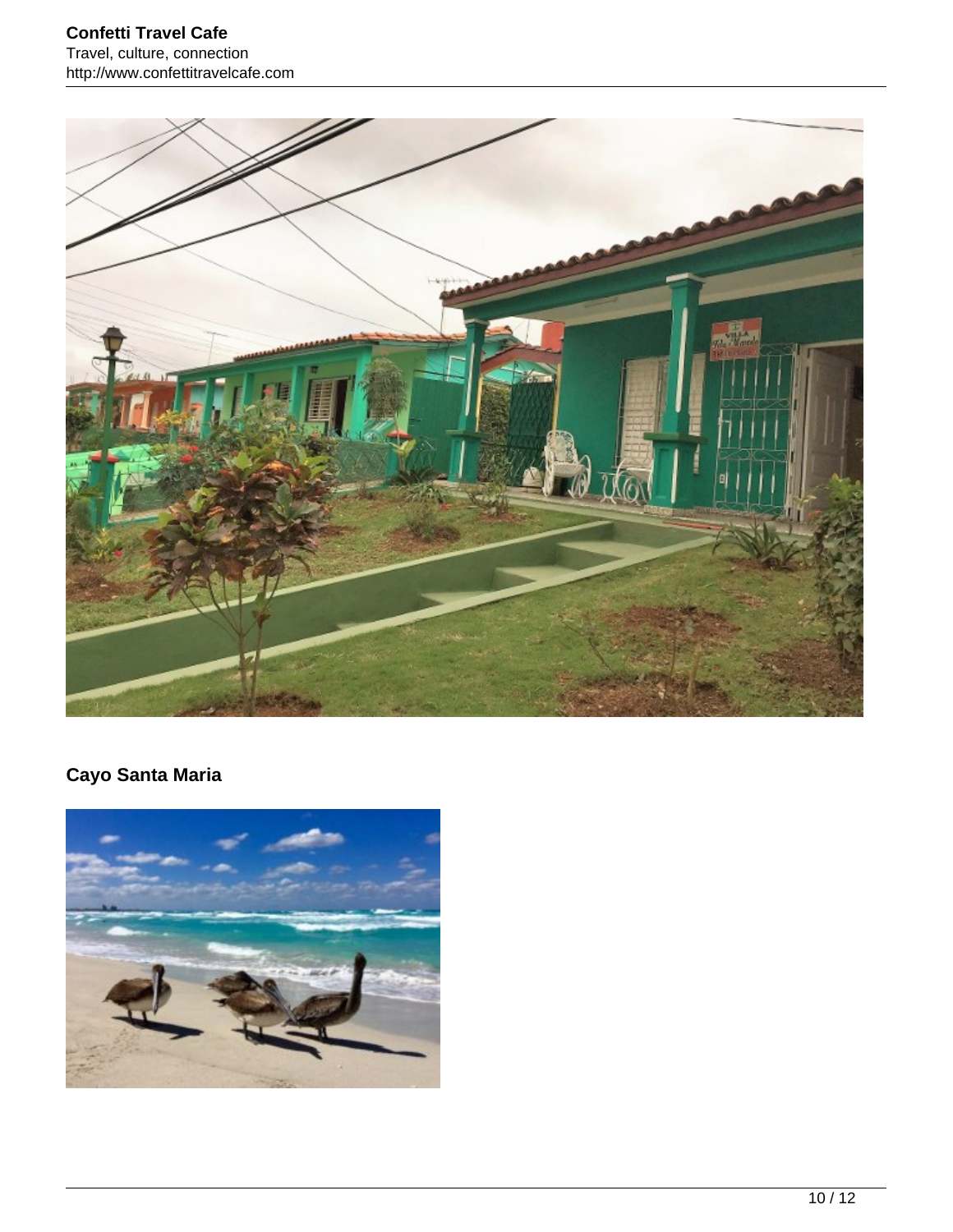## Cayo Santa Maria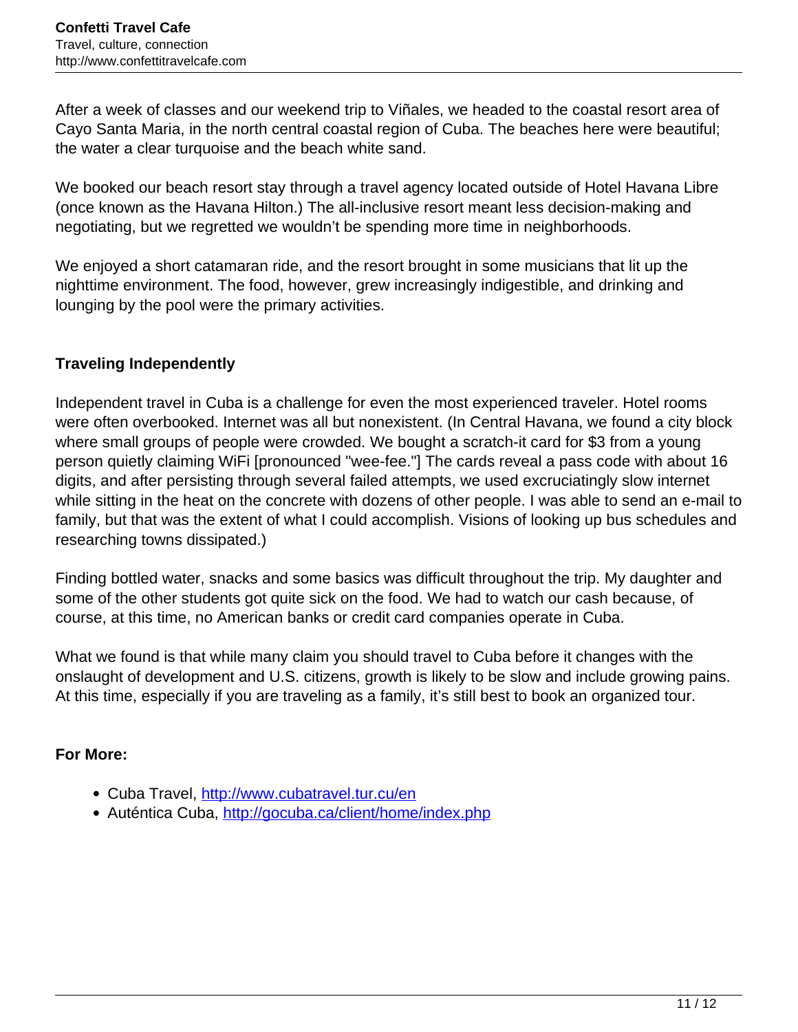After a week of classes and our weekend trip to Viñales, we headed to the coastal resort area of Cayo Santa Maria, in the north central coastal region of Cuba. The beaches here were beautiful; the water a clear turquoise and the beach white sand.

We booked our beach resort stay through a travel agency located outside of Hotel Havana Libre (once known as the Havana Hilton.) The all-inclusive resort meant less decision-making and negotiating, but we regretted we wouldn't be spending more time in neighborhoods.

We enjoyed a short catamaran ride, and the resort brought in some musicians that lit up the nighttime environment. The food, however, grew increasingly indigestible, and drinking and lounging by the pool were the primary activities.

## Traveling Independently

Independent travel in Cuba is a challenge for even the most experienced traveler. Hotel rooms were often overbooked. Internet was all but nonexistent. (In Central Havana, we found a city block where small groups of people were crowded. We bought a scratch-it card for $3 from a young person quietly claiming WiFi [pronounced "wee-fee."] The cards reveal a pass code with about 16 digits, and after persisting through several failed attempts, we used excruciatingly slow internet while sitting in the heat on the concrete with dozens of other people. I was able to send an e-mail to family, but that was the extent of what I could accomplish. Visions of looking up bus schedules and researching towns dissipated.)

Finding bottled water, snacks and some basics was difficult throughout the trip. My daughter and some of the other students got quite sick on the food. We had to watch our cash because, of course, at this time, no American banks or credit card companies operate in Cuba.

What we found is that while many claim you should travel to Cuba before it changes with the onslaught of development and U.S. citizens, growth is likely to be slow and include growing pains. At this time, especially if you are traveling as a family, it's still best to book an organized tour.

## For More:

- Cuba Travel, [http://www.cubatravel.tur.cu/en](http://www.cubatravel.tur.cu/en)
- Auténtica Cuba, [http://gocuba.ca/client/home/index.php](http://gocuba.ca/client/home/index.php)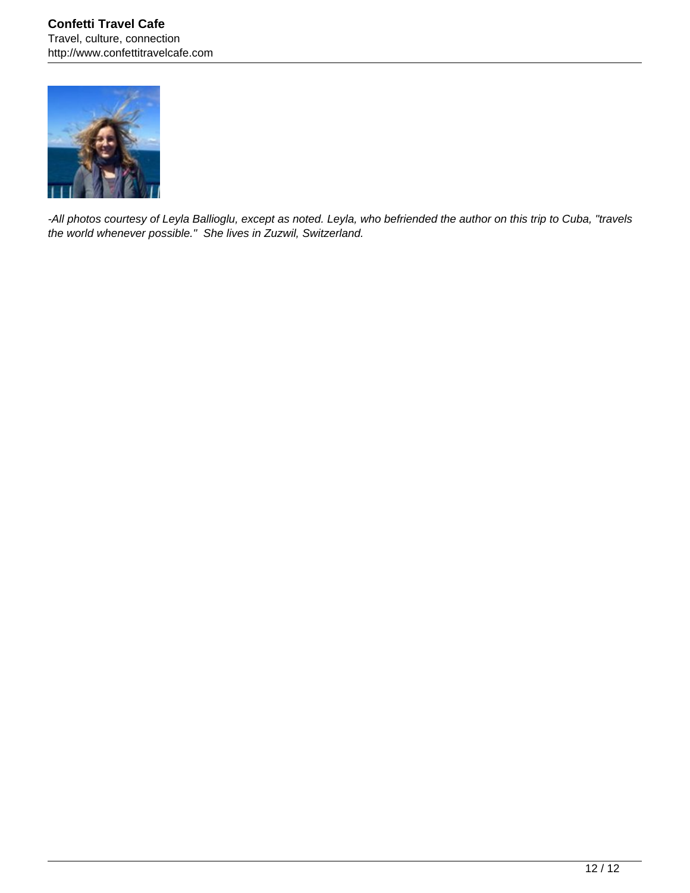*-All photos courtesy of Leyla Ballioglu, except as noted. Leyla, who befriended the author on this trip to Cuba, "travels the world whenever possible."  She lives in Zuzwil, Switzerland.*